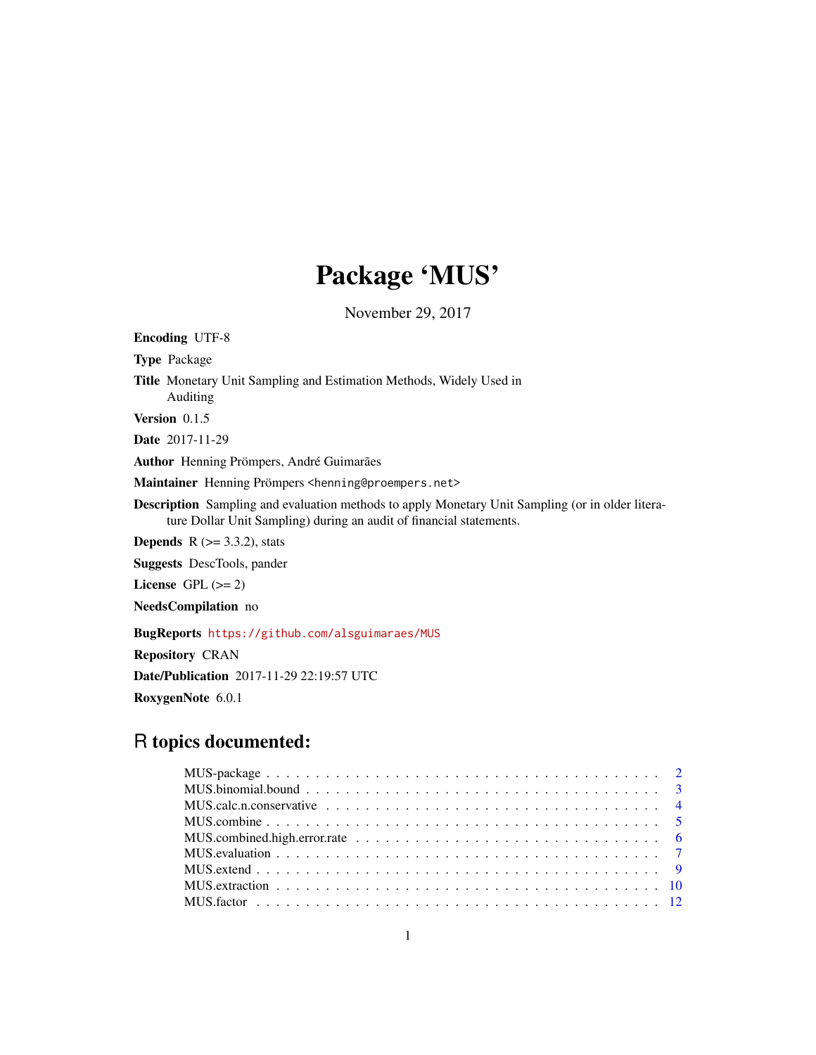# Package 'MUS'

November 29, 2017

**Encoding** UTF-8

**Type** Package

**Title** Monetary Unit Sampling and Estimation Methods, Widely Used in Auditing

**Version** 0.1.5

**Date** 2017-11-29

**Author** Henning Prömpers, André Guimarães

**Maintainer** Henning Prömpers <henning@proempers.net>

**Description** Sampling and evaluation methods to apply Monetary Unit Sampling (or in older literature Dollar Unit Sampling) during an audit of financial statements.

**Depends** R (>= 3.3.2), stats

**Suggests** DescTools, pander

**License** GPL (>= 2)

**NeedsCompilation** no

**BugReports** https://github.com/alsguimaraes/MUS

**Repository** CRAN

**Date/Publication** 2017-11-29 22:19:57 UTC

**RoxygenNote** 6.0.1

## R topics documented:

| | |
|---|---|
| MUS-package | 2 |
| MUS.binomial.bound | 3 |
| MUS.calc.n.conservative | 4 |
| MUS.combine | 5 |
| MUS.combined.high.error.rate | 6 |
| MUS.evaluation | 7 |
| MUS.extend | 9 |
| MUS.extraction | 10 |
| MUS.factor | 12 |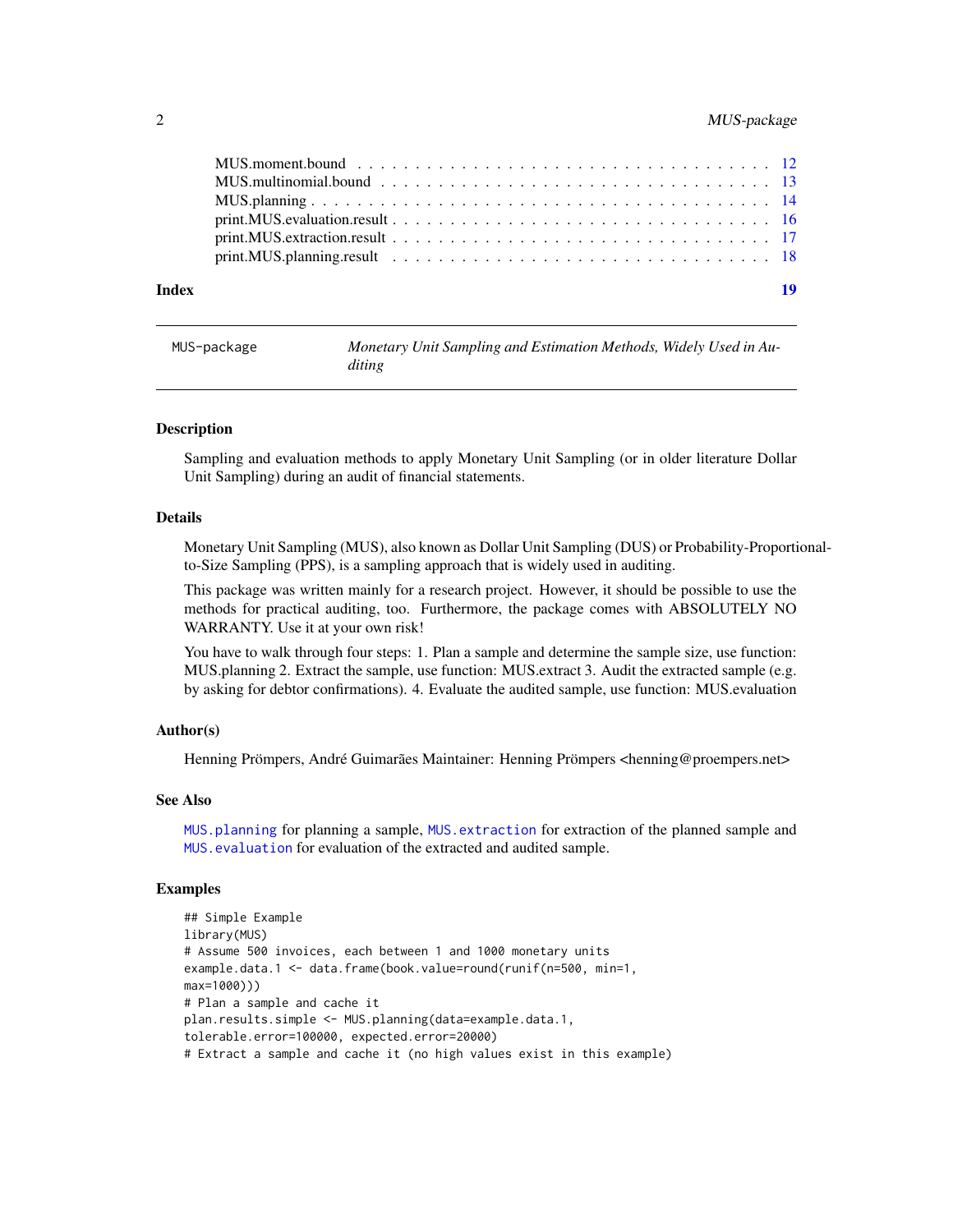MUS.moment.bound . . . . . . . . . . . . . . . . . . . . . . . . . . . . . . . . . 12
MUS.multinomial.bound . . . . . . . . . . . . . . . . . . . . . . . . . . . . . . . 13
MUS.planning . . . . . . . . . . . . . . . . . . . . . . . . . . . . . . . . . . . . 14
print.MUS.evaluation.result . . . . . . . . . . . . . . . . . . . . . . . . . . . . . 16
print.MUS.extraction.result . . . . . . . . . . . . . . . . . . . . . . . . . . . . . 17
print.MUS.planning.result . . . . . . . . . . . . . . . . . . . . . . . . . . . . . . 18

**Index** **19**

---

`MUS-package` *Monetary Unit Sampling and Estimation Methods, Widely Used in Auditing*

---

### Description

Sampling and evaluation methods to apply Monetary Unit Sampling (or in older literature Dollar Unit Sampling) during an audit of financial statements.

### Details

Monetary Unit Sampling (MUS), also known as Dollar Unit Sampling (DUS) or Probability-Proportional-to-Size Sampling (PPS), is a sampling approach that is widely used in auditing.

This package was written mainly for a research project. However, it should be possible to use the methods for practical auditing, too. Furthermore, the package comes with ABSOLUTELY NO WARRANTY. Use it at your own risk!

You have to walk through four steps: 1. Plan a sample and determine the sample size, use function: MUS.planning 2. Extract the sample, use function: MUS.extract 3. Audit the extracted sample (e.g. by asking for debtor confirmations). 4. Evaluate the audited sample, use function: MUS.evaluation

### Author(s)

Henning Prömpers, André Guimarães Maintainer: Henning Prömpers <henning@proempers.net>

### See Also

`MUS.planning` for planning a sample, `MUS.extraction` for extraction of the planned sample and `MUS.evaluation` for evaluation of the extracted and audited sample.

### Examples

```
## Simple Example
library(MUS)
# Assume 500 invoices, each between 1 and 1000 monetary units
example.data.1 <- data.frame(book.value=round(runif(n=500, min=1,
max=1000)))
# Plan a sample and cache it
plan.results.simple <- MUS.planning(data=example.data.1,
tolerable.error=100000, expected.error=20000)
# Extract a sample and cache it (no high values exist in this example)
```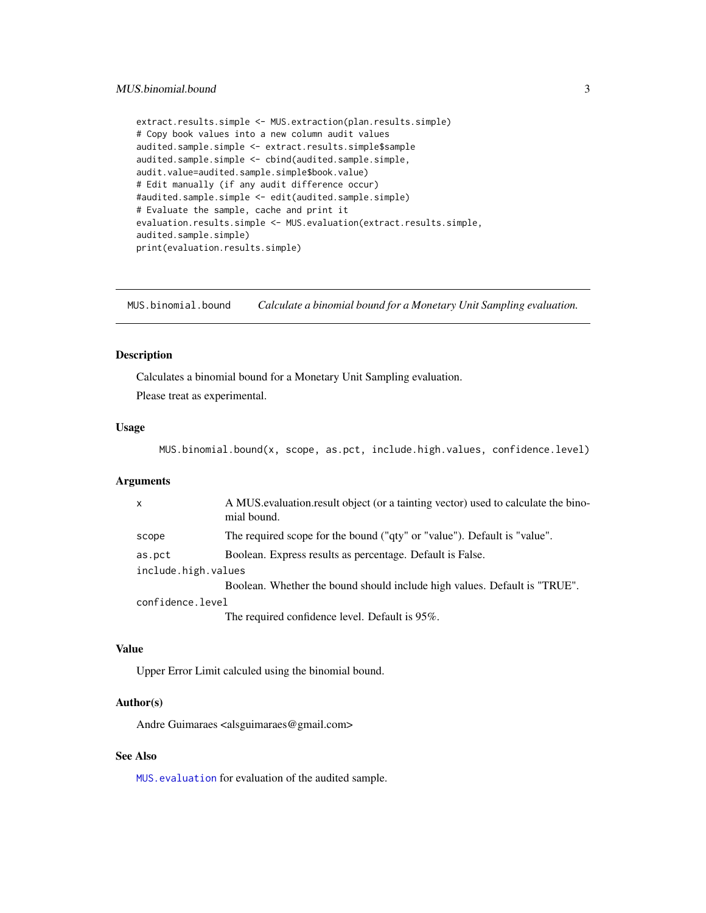```
extract.results.simple <- MUS.extraction(plan.results.simple)
# Copy book values into a new column audit values
audited.sample.simple <- extract.results.simple$sample
audited.sample.simple <- cbind(audited.sample.simple,
audit.value=audited.sample.simple$book.value)
# Edit manually (if any audit difference occur)
#audited.sample.simple <- edit(audited.sample.simple)
# Evaluate the sample, cache and print it
evaluation.results.simple <- MUS.evaluation(extract.results.simple,
audited.sample.simple)
print(evaluation.results.simple)
```

---

## MUS.binomial.bound — *Calculate a binomial bound for a Monetary Unit Sampling evaluation.*

---

### Description

Calculates a binomial bound for a Monetary Unit Sampling evaluation.

Please treat as experimental.

### Usage

```
MUS.binomial.bound(x, scope, as.pct, include.high.values, confidence.level)
```

### Arguments

| | |
|---|---|
| `x` | A MUS.evaluation.result object (or a tainting vector) used to calculate the binomial bound. |
| `scope` | The required scope for the bound ("qty" or "value"). Default is "value". |
| `as.pct` | Boolean. Express results as percentage. Default is False. |
| `include.high.values` | Boolean. Whether the bound should include high values. Default is "TRUE". |
| `confidence.level` | The required confidence level. Default is 95%. |

### Value

Upper Error Limit calculed using the binomial bound.

### Author(s)

Andre Guimaraes <alsguimaraes@gmail.com>

### See Also

`MUS.evaluation` for evaluation of the audited sample.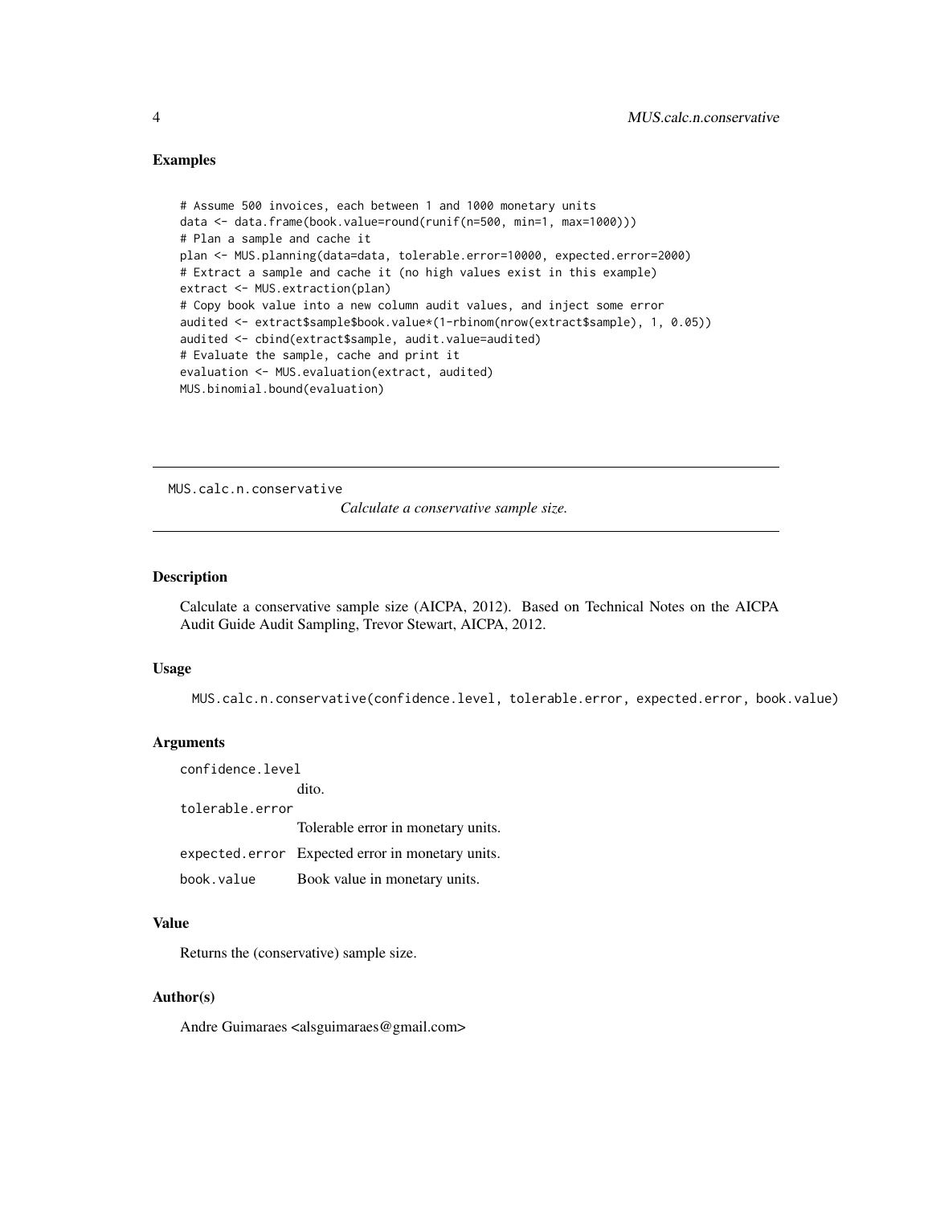## Examples

```
# Assume 500 invoices, each between 1 and 1000 monetary units
data <- data.frame(book.value=round(runif(n=500, min=1, max=1000)))
# Plan a sample and cache it
plan <- MUS.planning(data=data, tolerable.error=10000, expected.error=2000)
# Extract a sample and cache it (no high values exist in this example)
extract <- MUS.extraction(plan)
# Copy book value into a new column audit values, and inject some error
audited <- extract$sample$book.value*(1-rbinom(nrow(extract$sample), 1, 0.05))
audited <- cbind(extract$sample, audit.value=audited)
# Evaluate the sample, cache and print it
evaluation <- MUS.evaluation(extract, audited)
MUS.binomial.bound(evaluation)
```

---

# MUS.calc.n.conservative

*Calculate a conservative sample size.*

---

## Description

Calculate a conservative sample size (AICPA, 2012). Based on Technical Notes on the AICPA Audit Guide Audit Sampling, Trevor Stewart, AICPA, 2012.

## Usage

```
MUS.calc.n.conservative(confidence.level, tolerable.error, expected.error, book.value)
```

## Arguments

| Argument | Description |
|---|---|
| `confidence.level` | dito. |
| `tolerable.error` | Tolerable error in monetary units. |
| `expected.error` | Expected error in monetary units. |
| `book.value` | Book value in monetary units. |

## Value

Returns the (conservative) sample size.

## Author(s)

Andre Guimaraes <alsguimaraes@gmail.com>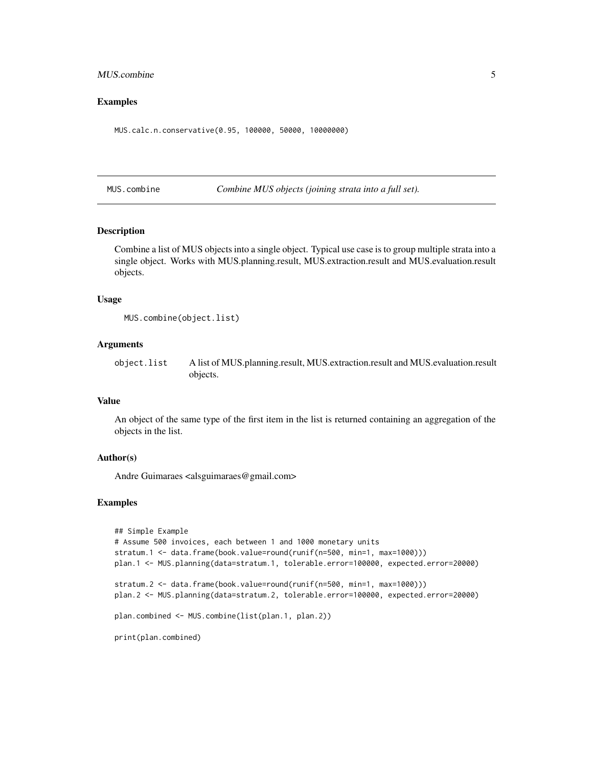## Examples

```
MUS.calc.n.conservative(0.95, 100000, 50000, 10000000)
```

---

## MUS.combine — *Combine MUS objects (joining strata into a full set).*

### Description

Combine a list of MUS objects into a single object. Typical use case is to group multiple strata into a single object. Works with MUS.planning.result, MUS.extraction.result and MUS.evaluation.result objects.

### Usage

```
MUS.combine(object.list)
```

### Arguments

| | |
|---|---|
| object.list | A list of MUS.planning.result, MUS.extraction.result and MUS.evaluation.result objects. |

### Value

An object of the same type of the first item in the list is returned containing an aggregation of the objects in the list.

### Author(s)

Andre Guimaraes <alsguimaraes@gmail.com>

### Examples

```
## Simple Example
# Assume 500 invoices, each between 1 and 1000 monetary units
stratum.1 <- data.frame(book.value=round(runif(n=500, min=1, max=1000)))
plan.1 <- MUS.planning(data=stratum.1, tolerable.error=100000, expected.error=20000)

stratum.2 <- data.frame(book.value=round(runif(n=500, min=1, max=1000)))
plan.2 <- MUS.planning(data=stratum.2, tolerable.error=100000, expected.error=20000)

plan.combined <- MUS.combine(list(plan.1, plan.2))

print(plan.combined)
```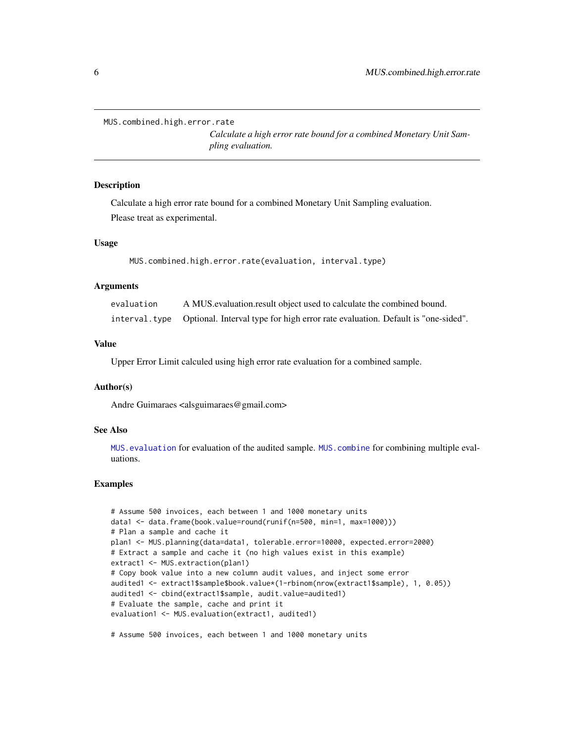MUS.combined.high.error.rate

*Calculate a high error rate bound for a combined Monetary Unit Sampling evaluation.*

### Description

Calculate a high error rate bound for a combined Monetary Unit Sampling evaluation.

Please treat as experimental.

### Usage

```
MUS.combined.high.error.rate(evaluation, interval.type)
```

### Arguments

| | |
|---|---|
| evaluation | A MUS.evaluation.result object used to calculate the combined bound. |
| interval.type | Optional. Interval type for high error rate evaluation. Default is "one-sided". |

### Value

Upper Error Limit calculed using high error rate evaluation for a combined sample.

### Author(s)

Andre Guimaraes <alsguimaraes@gmail.com>

### See Also

MUS.evaluation for evaluation of the audited sample. MUS.combine for combining multiple evaluations.

### Examples

```
# Assume 500 invoices, each between 1 and 1000 monetary units
data1 <- data.frame(book.value=round(runif(n=500, min=1, max=1000)))
# Plan a sample and cache it
plan1 <- MUS.planning(data=data1, tolerable.error=10000, expected.error=2000)
# Extract a sample and cache it (no high values exist in this example)
extract1 <- MUS.extraction(plan1)
# Copy book value into a new column audit values, and inject some error
audited1 <- extract1$sample$book.value*(1-rbinom(nrow(extract1$sample), 1, 0.05))
audited1 <- cbind(extract1$sample, audit.value=audited1)
# Evaluate the sample, cache and print it
evaluation1 <- MUS.evaluation(extract1, audited1)

# Assume 500 invoices, each between 1 and 1000 monetary units
```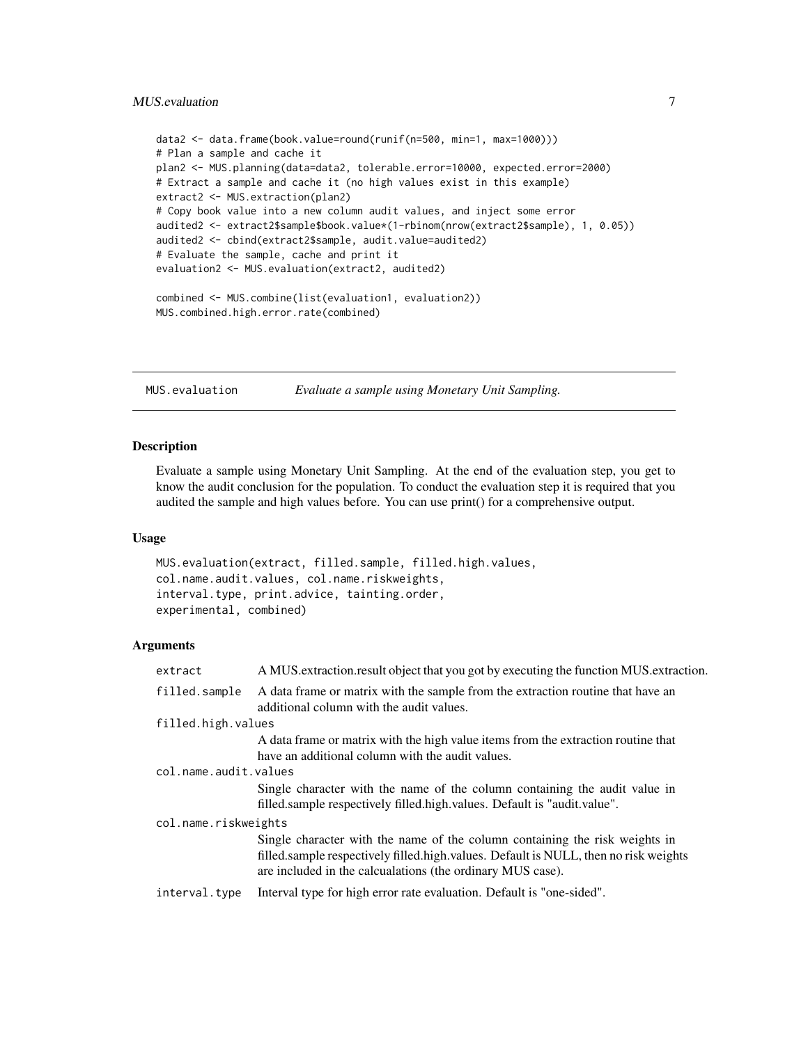```
data2 <- data.frame(book.value=round(runif(n=500, min=1, max=1000)))
# Plan a sample and cache it
plan2 <- MUS.planning(data=data2, tolerable.error=10000, expected.error=2000)
# Extract a sample and cache it (no high values exist in this example)
extract2 <- MUS.extraction(plan2)
# Copy book value into a new column audit values, and inject some error
audited2 <- extract2$sample$book.value*(1-rbinom(nrow(extract2$sample), 1, 0.05))
audited2 <- cbind(extract2$sample, audit.value=audited2)
# Evaluate the sample, cache and print it
evaluation2 <- MUS.evaluation(extract2, audited2)

combined <- MUS.combine(list(evaluation1, evaluation2))
MUS.combined.high.error.rate(combined)
```

---

## MUS.evaluation — *Evaluate a sample using Monetary Unit Sampling.*

### Description

Evaluate a sample using Monetary Unit Sampling. At the end of the evaluation step, you get to know the audit conclusion for the population. To conduct the evaluation step it is required that you audited the sample and high values before. You can use print() for a comprehensive output.

### Usage

```
MUS.evaluation(extract, filled.sample, filled.high.values,
col.name.audit.values, col.name.riskweights,
interval.type, print.advice, tainting.order,
experimental, combined)
```

### Arguments

| Argument | Description |
|---|---|
| `extract` | A MUS.extraction.result object that you got by executing the function MUS.extraction. |
| `filled.sample` | A data frame or matrix with the sample from the extraction routine that have an additional column with the audit values. |
| `filled.high.values` | A data frame or matrix with the high value items from the extraction routine that have an additional column with the audit values. |
| `col.name.audit.values` | Single character with the name of the column containing the audit value in filled.sample respectively filled.high.values. Default is "audit.value". |
| `col.name.riskweights` | Single character with the name of the column containing the risk weights in filled.sample respectively filled.high.values. Default is NULL, then no risk weights are included in the calcualations (the ordinary MUS case). |
| `interval.type` | Interval type for high error rate evaluation. Default is "one-sided". |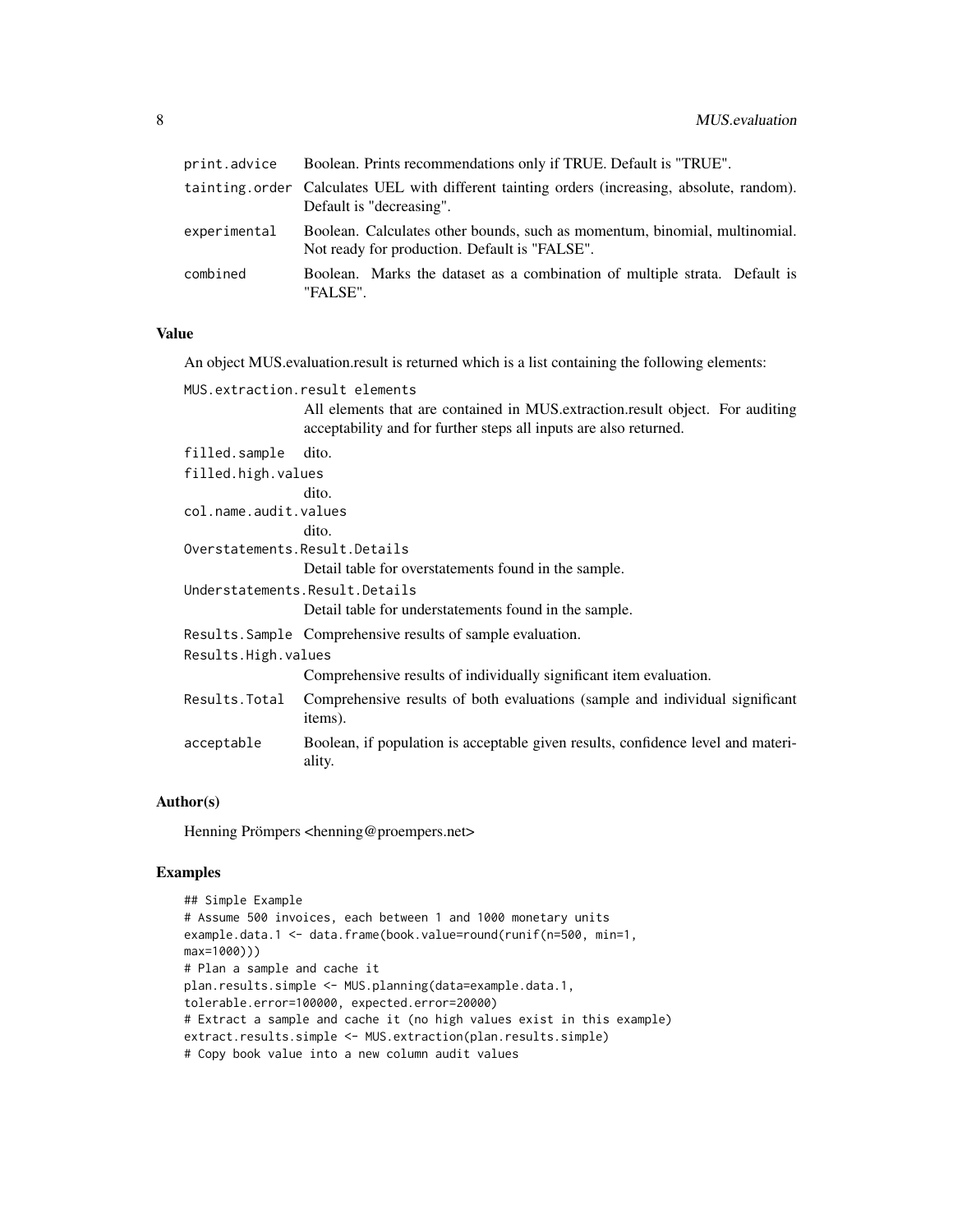| | |
|---|---|
| print.advice | Boolean. Prints recommendations only if TRUE. Default is "TRUE". |
| tainting.order | Calculates UEL with different tainting orders (increasing, absolute, random). Default is "decreasing". |
| experimental | Boolean. Calculates other bounds, such as momentum, binomial, multinomial. Not ready for production. Default is "FALSE". |
| combined | Boolean. Marks the dataset as a combination of multiple strata. Default is "FALSE". |

### Value

An object MUS.evaluation.result is returned which is a list containing the following elements:

| | |
|---|---|
| MUS.extraction.result elements | All elements that are contained in MUS.extraction.result object. For auditing acceptability and for further steps all inputs are also returned. |
| filled.sample | dito. |
| filled.high.values | dito. |
| col.name.audit.values | dito. |
| Overstatements.Result.Details | Detail table for overstatements found in the sample. |
| Understatements.Result.Details | Detail table for understatements found in the sample. |
| Results.Sample | Comprehensive results of sample evaluation. |
| Results.High.values | Comprehensive results of individually significant item evaluation. |
| Results.Total | Comprehensive results of both evaluations (sample and individual significant items). |
| acceptable | Boolean, if population is acceptable given results, confidence level and materiality. |

### Author(s)

Henning Prömpers <henning@proempers.net>

### Examples

```
## Simple Example
# Assume 500 invoices, each between 1 and 1000 monetary units
example.data.1 <- data.frame(book.value=round(runif(n=500, min=1,
max=1000)))
# Plan a sample and cache it
plan.results.simple <- MUS.planning(data=example.data.1,
tolerable.error=100000, expected.error=20000)
# Extract a sample and cache it (no high values exist in this example)
extract.results.simple <- MUS.extraction(plan.results.simple)
# Copy book value into a new column audit values
```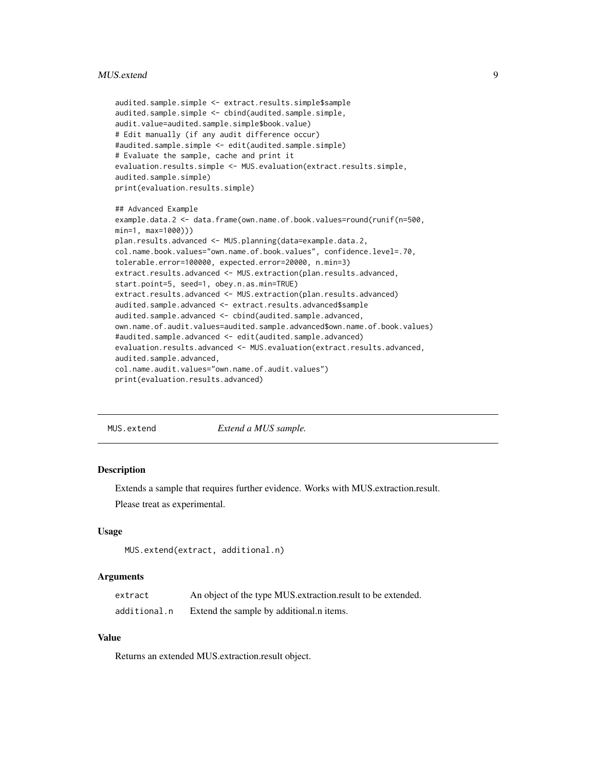```
audited.sample.simple <- extract.results.simple$sample
audited.sample.simple <- cbind(audited.sample.simple,
audit.value=audited.sample.simple$book.value)
# Edit manually (if any audit difference occur)
#audited.sample.simple <- edit(audited.sample.simple)
# Evaluate the sample, cache and print it
evaluation.results.simple <- MUS.evaluation(extract.results.simple,
audited.sample.simple)
print(evaluation.results.simple)

## Advanced Example
example.data.2 <- data.frame(own.name.of.book.values=round(runif(n=500,
min=1, max=1000)))
plan.results.advanced <- MUS.planning(data=example.data.2,
col.name.book.values="own.name.of.book.values", confidence.level=.70,
tolerable.error=100000, expected.error=20000, n.min=3)
extract.results.advanced <- MUS.extraction(plan.results.advanced,
start.point=5, seed=1, obey.n.as.min=TRUE)
extract.results.advanced <- MUS.extraction(plan.results.advanced)
audited.sample.advanced <- extract.results.advanced$sample
audited.sample.advanced <- cbind(audited.sample.advanced,
own.name.of.audit.values=audited.sample.advanced$own.name.of.book.values)
#audited.sample.advanced <- edit(audited.sample.advanced)
evaluation.results.advanced <- MUS.evaluation(extract.results.advanced,
audited.sample.advanced,
col.name.audit.values="own.name.of.audit.values")
print(evaluation.results.advanced)
```

---

## MUS.extend — *Extend a MUS sample.*

### Description

Extends a sample that requires further evidence. Works with MUS.extraction.result.

Please treat as experimental.

### Usage

```
MUS.extend(extract, additional.n)
```

### Arguments

| | |
|---|---|
| `extract` | An object of the type MUS.extraction.result to be extended. |
| `additional.n` | Extend the sample by additional.n items. |

### Value

Returns an extended MUS.extraction.result object.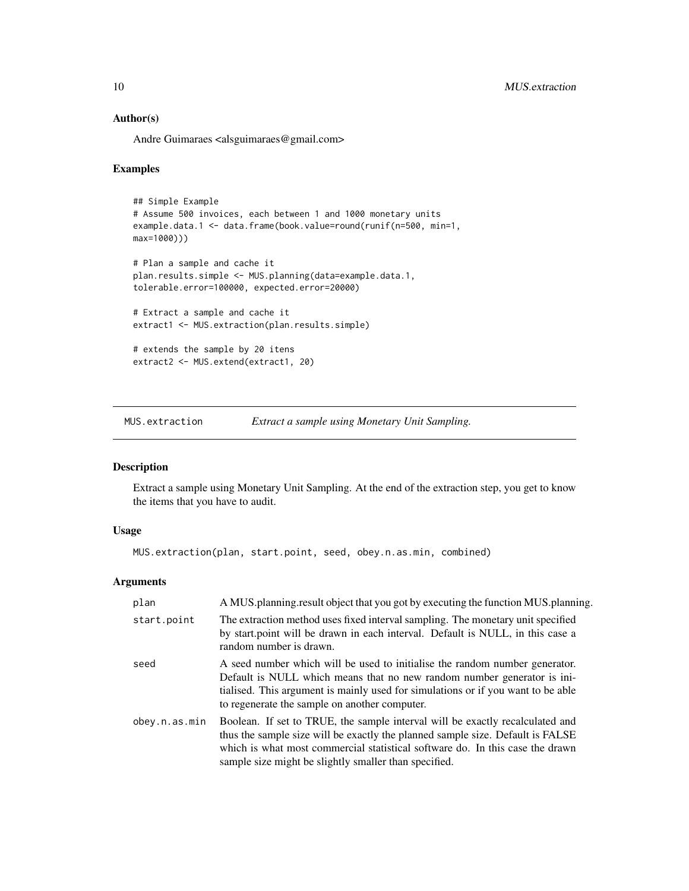### Author(s)

Andre Guimaraes <alsguimaraes@gmail.com>

### Examples

```
## Simple Example
# Assume 500 invoices, each between 1 and 1000 monetary units
example.data.1 <- data.frame(book.value=round(runif(n=500, min=1,
max=1000)))

# Plan a sample and cache it
plan.results.simple <- MUS.planning(data=example.data.1,
tolerable.error=100000, expected.error=20000)

# Extract a sample and cache it
extract1 <- MUS.extraction(plan.results.simple)

# extends the sample by 20 itens
extract2 <- MUS.extend(extract1, 20)
```

---

## MUS.extraction — *Extract a sample using Monetary Unit Sampling.*

### Description

Extract a sample using Monetary Unit Sampling. At the end of the extraction step, you get to know the items that you have to audit.

### Usage

```
MUS.extraction(plan, start.point, seed, obey.n.as.min, combined)
```

### Arguments

| | |
|---|---|
| plan | A MUS.planning.result object that you got by executing the function MUS.planning. |
| start.point | The extraction method uses fixed interval sampling. The monetary unit specified by start.point will be drawn in each interval. Default is NULL, in this case a random number is drawn. |
| seed | A seed number which will be used to initialise the random number generator. Default is NULL which means that no new random number generator is initialised. This argument is mainly used for simulations or if you want to be able to regenerate the sample on another computer. |
| obey.n.as.min | Boolean. If set to TRUE, the sample interval will be exactly recalculated and thus the sample size will be exactly the planned sample size. Default is FALSE which is what most commercial statistical software do. In this case the drawn sample size might be slightly smaller than specified. |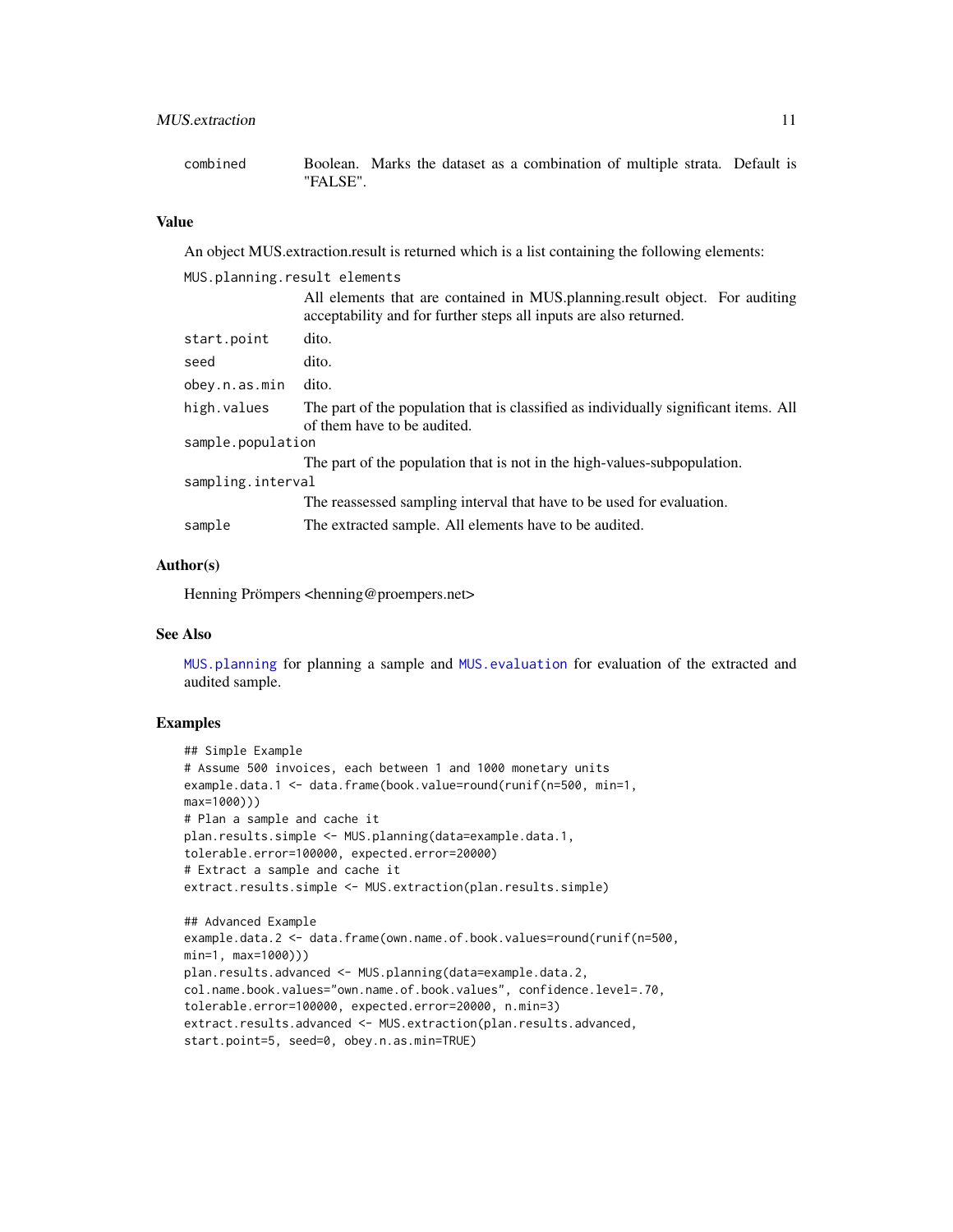combined
: Boolean. Marks the dataset as a combination of multiple strata. Default is "FALSE".

## Value

An object MUS.extraction.result is returned which is a list containing the following elements:

`MUS.planning.result elements`
: All elements that are contained in MUS.planning.result object. For auditing acceptability and for further steps all inputs are also returned.

`start.point`
: dito.

`seed`
: dito.

`obey.n.as.min`
: dito.

`high.values`
: The part of the population that is classified as individually significant items. All of them have to be audited.

`sample.population`
: The part of the population that is not in the high-values-subpopulation.

`sampling.interval`
: The reassessed sampling interval that have to be used for evaluation.

`sample`
: The extracted sample. All elements have to be audited.

## Author(s)

Henning Prömpers <henning@proempers.net>

## See Also

MUS.planning for planning a sample and MUS.evaluation for evaluation of the extracted and audited sample.

## Examples

```
## Simple Example
# Assume 500 invoices, each between 1 and 1000 monetary units
example.data.1 <- data.frame(book.value=round(runif(n=500, min=1,
max=1000)))
# Plan a sample and cache it
plan.results.simple <- MUS.planning(data=example.data.1,
tolerable.error=100000, expected.error=20000)
# Extract a sample and cache it
extract.results.simple <- MUS.extraction(plan.results.simple)

## Advanced Example
example.data.2 <- data.frame(own.name.of.book.values=round(runif(n=500,
min=1, max=1000)))
plan.results.advanced <- MUS.planning(data=example.data.2,
col.name.book.values="own.name.of.book.values", confidence.level=.70,
tolerable.error=100000, expected.error=20000, n.min=3)
extract.results.advanced <- MUS.extraction(plan.results.advanced,
start.point=5, seed=0, obey.n.as.min=TRUE)
```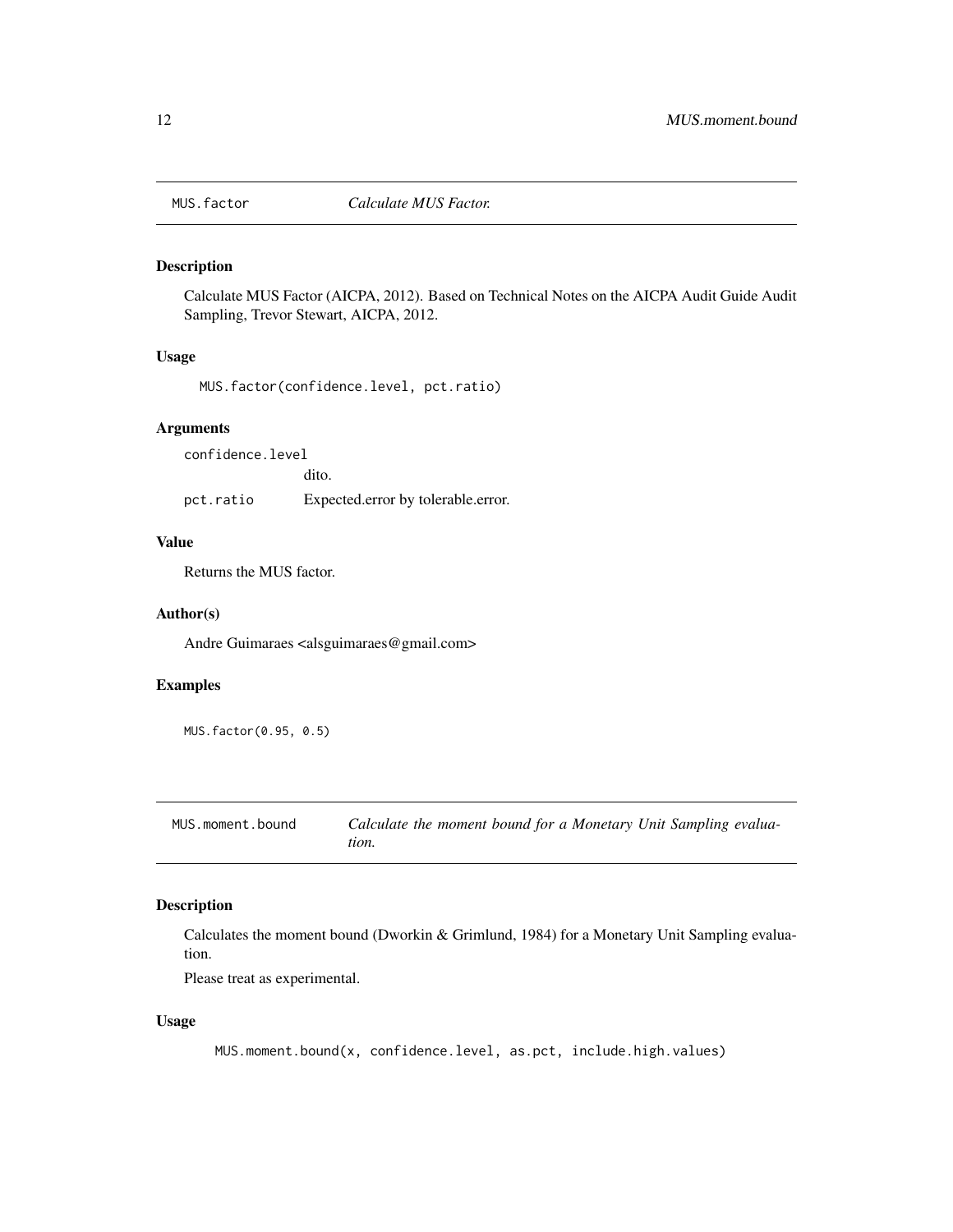## MUS.factor — *Calculate MUS Factor.*

### Description

Calculate MUS Factor (AICPA, 2012). Based on Technical Notes on the AICPA Audit Guide Audit Sampling, Trevor Stewart, AICPA, 2012.

### Usage

```
MUS.factor(confidence.level, pct.ratio)
```

### Arguments

| | |
|---|---|
| confidence.level | dito. |
| pct.ratio | Expected.error by tolerable.error. |

### Value

Returns the MUS factor.

### Author(s)

Andre Guimaraes <alsguimaraes@gmail.com>

### Examples

```
MUS.factor(0.95, 0.5)
```

## MUS.moment.bound — *Calculate the moment bound for a Monetary Unit Sampling evaluation.*

### Description

Calculates the moment bound (Dworkin & Grimlund, 1984) for a Monetary Unit Sampling evaluation.

Please treat as experimental.

### Usage

```
MUS.moment.bound(x, confidence.level, as.pct, include.high.values)
```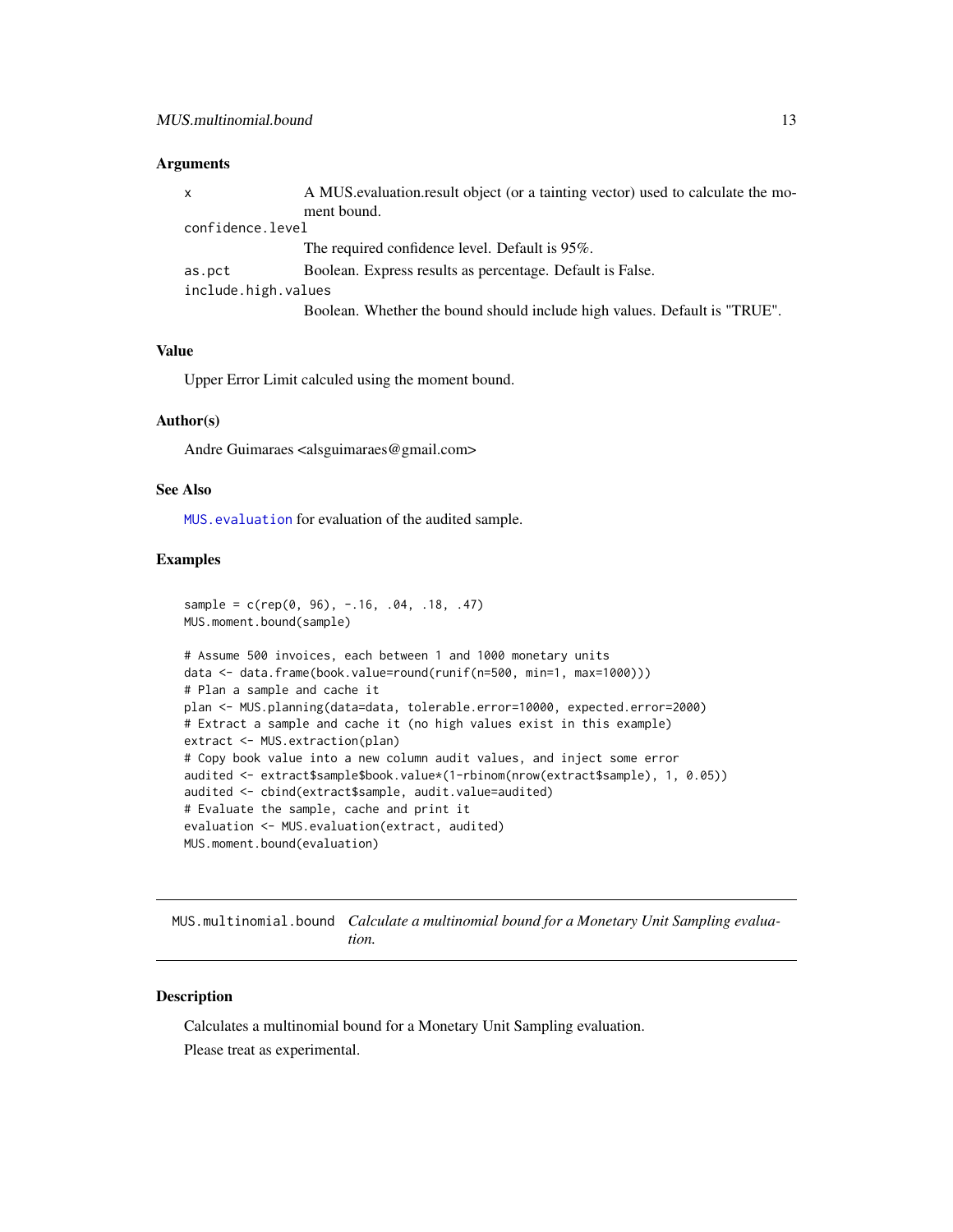### Arguments

| | |
|---|---|
| x | A MUS.evaluation.result object (or a tainting vector) used to calculate the moment bound. |
| confidence.level | The required confidence level. Default is 95%. |
| as.pct | Boolean. Express results as percentage. Default is False. |
| include.high.values | Boolean. Whether the bound should include high values. Default is "TRUE". |

### Value

Upper Error Limit calculed using the moment bound.

### Author(s)

Andre Guimaraes <alsguimaraes@gmail.com>

### See Also

MUS.evaluation for evaluation of the audited sample.

### Examples

```
sample = c(rep(0, 96), -.16, .04, .18, .47)
MUS.moment.bound(sample)

# Assume 500 invoices, each between 1 and 1000 monetary units
data <- data.frame(book.value=round(runif(n=500, min=1, max=1000)))
# Plan a sample and cache it
plan <- MUS.planning(data=data, tolerable.error=10000, expected.error=2000)
# Extract a sample and cache it (no high values exist in this example)
extract <- MUS.extraction(plan)
# Copy book value into a new column audit values, and inject some error
audited <- extract$sample$book.value*(1-rbinom(nrow(extract$sample), 1, 0.05))
audited <- cbind(extract$sample, audit.value=audited)
# Evaluate the sample, cache and print it
evaluation <- MUS.evaluation(extract, audited)
MUS.moment.bound(evaluation)
```

---

## MUS.multinomial.bound *Calculate a multinomial bound for a Monetary Unit Sampling evaluation.*

### Description

Calculates a multinomial bound for a Monetary Unit Sampling evaluation.

Please treat as experimental.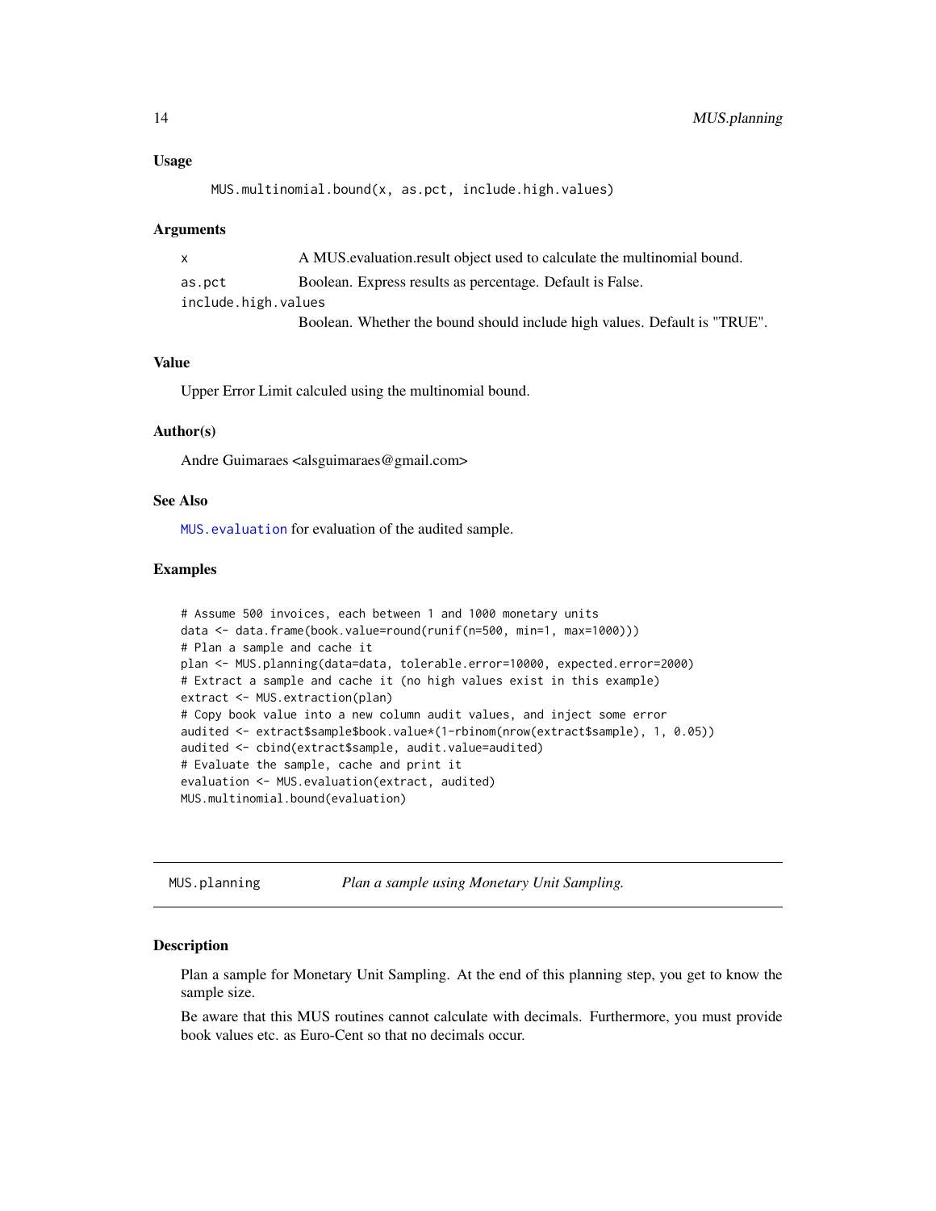### Usage

```
MUS.multinomial.bound(x, as.pct, include.high.values)
```

### Arguments

| | |
|---|---|
| x | A MUS.evaluation.result object used to calculate the multinomial bound. |
| as.pct | Boolean. Express results as percentage. Default is False. |
| include.high.values | Boolean. Whether the bound should include high values. Default is "TRUE". |

### Value

Upper Error Limit calculed using the multinomial bound.

### Author(s)

Andre Guimaraes <alsguimaraes@gmail.com>

### See Also

`MUS.evaluation` for evaluation of the audited sample.

### Examples

```
# Assume 500 invoices, each between 1 and 1000 monetary units
data <- data.frame(book.value=round(runif(n=500, min=1, max=1000)))
# Plan a sample and cache it
plan <- MUS.planning(data=data, tolerable.error=10000, expected.error=2000)
# Extract a sample and cache it (no high values exist in this example)
extract <- MUS.extraction(plan)
# Copy book value into a new column audit values, and inject some error
audited <- extract$sample$book.value*(1-rbinom(nrow(extract$sample), 1, 0.05))
audited <- cbind(extract$sample, audit.value=audited)
# Evaluate the sample, cache and print it
evaluation <- MUS.evaluation(extract, audited)
MUS.multinomial.bound(evaluation)
```

---

## MUS.planning — *Plan a sample using Monetary Unit Sampling.*

### Description

Plan a sample for Monetary Unit Sampling. At the end of this planning step, you get to know the sample size.

Be aware that this MUS routines cannot calculate with decimals. Furthermore, you must provide book values etc. as Euro-Cent so that no decimals occur.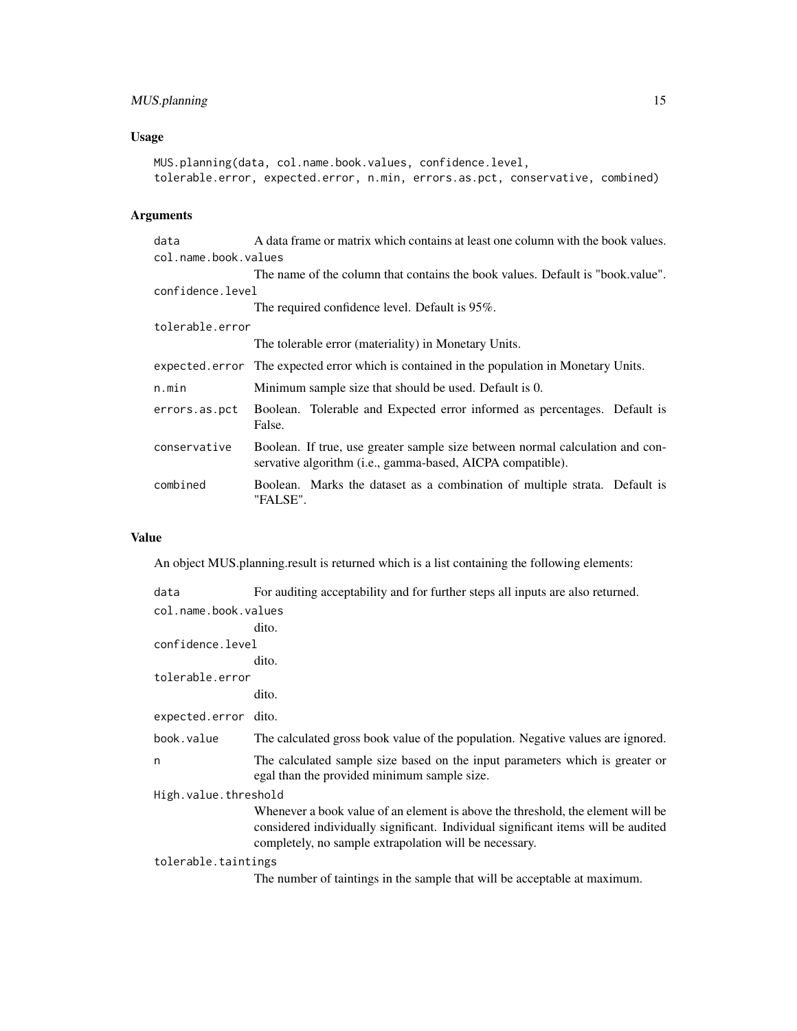### Usage

```
MUS.planning(data, col.name.book.values, confidence.level,
tolerable.error, expected.error, n.min, errors.as.pct, conservative, combined)
```

### Arguments

| | |
|---|---|
| `data` | A data frame or matrix which contains at least one column with the book values. |
| `col.name.book.values` | The name of the column that contains the book values. Default is "book.value". |
| `confidence.level` | The required confidence level. Default is 95%. |
| `tolerable.error` | The tolerable error (materiality) in Monetary Units. |
| `expected.error` | The expected error which is contained in the population in Monetary Units. |
| `n.min` | Minimum sample size that should be used. Default is 0. |
| `errors.as.pct` | Boolean. Tolerable and Expected error informed as percentages. Default is False. |
| `conservative` | Boolean. If true, use greater sample size between normal calculation and conservative algorithm (i.e., gamma-based, AICPA compatible). |
| `combined` | Boolean. Marks the dataset as a combination of multiple strata. Default is "FALSE". |

### Value

An object MUS.planning.result is returned which is a list containing the following elements:

| | |
|---|---|
| `data` | For auditing acceptability and for further steps all inputs are also returned. |
| `col.name.book.values` | dito. |
| `confidence.level` | dito. |
| `tolerable.error` | dito. |
| `expected.error` | dito. |
| `book.value` | The calculated gross book value of the population. Negative values are ignored. |
| `n` | The calculated sample size based on the input parameters which is greater or egal than the provided minimum sample size. |
| `High.value.threshold` | Whenever a book value of an element is above the threshold, the element will be considered individually significant. Individual significant items will be audited completely, no sample extrapolation will be necessary. |
| `tolerable.taintings` | The number of taintings in the sample that will be acceptable at maximum. |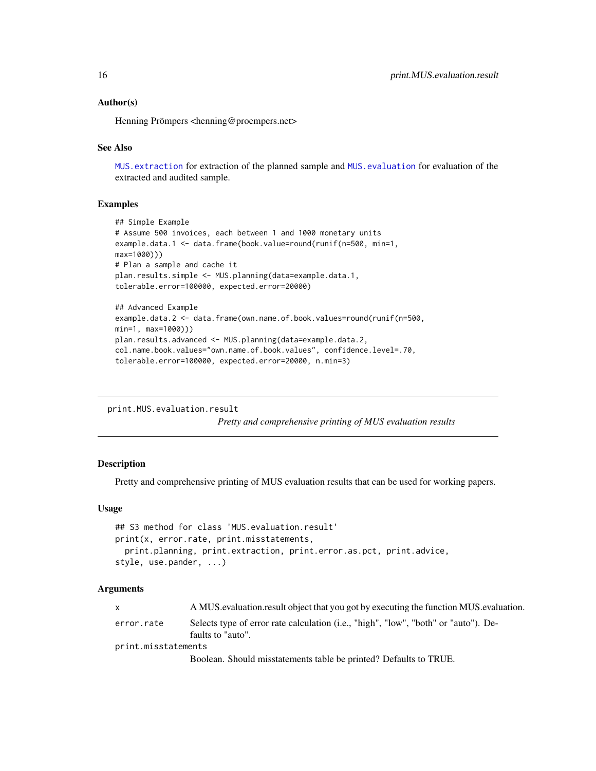### Author(s)

Henning Prömpers <henning@proempers.net>

### See Also

`MUS.extraction` for extraction of the planned sample and `MUS.evaluation` for evaluation of the extracted and audited sample.

### Examples

```
## Simple Example
# Assume 500 invoices, each between 1 and 1000 monetary units
example.data.1 <- data.frame(book.value=round(runif(n=500, min=1,
max=1000)))
# Plan a sample and cache it
plan.results.simple <- MUS.planning(data=example.data.1,
tolerable.error=100000, expected.error=20000)

## Advanced Example
example.data.2 <- data.frame(own.name.of.book.values=round(runif(n=500,
min=1, max=1000)))
plan.results.advanced <- MUS.planning(data=example.data.2,
col.name.book.values="own.name.of.book.values", confidence.level=.70,
tolerable.error=100000, expected.error=20000, n.min=3)
```

---

## print.MUS.evaluation.result

*Pretty and comprehensive printing of MUS evaluation results*

---

### Description

Pretty and comprehensive printing of MUS evaluation results that can be used for working papers.

### Usage

```
## S3 method for class 'MUS.evaluation.result'
print(x, error.rate, print.misstatements,
  print.planning, print.extraction, print.error.as.pct, print.advice,
style, use.pander, ...)
```

### Arguments

| | |
|---|---|
| `x` | A MUS.evaluation.result object that you got by executing the function MUS.evaluation. |
| `error.rate` | Selects type of error rate calculation (i.e., "high", "low", "both" or "auto"). Defaults to "auto". |
| `print.misstatements` | Boolean. Should misstatements table be printed? Defaults to TRUE. |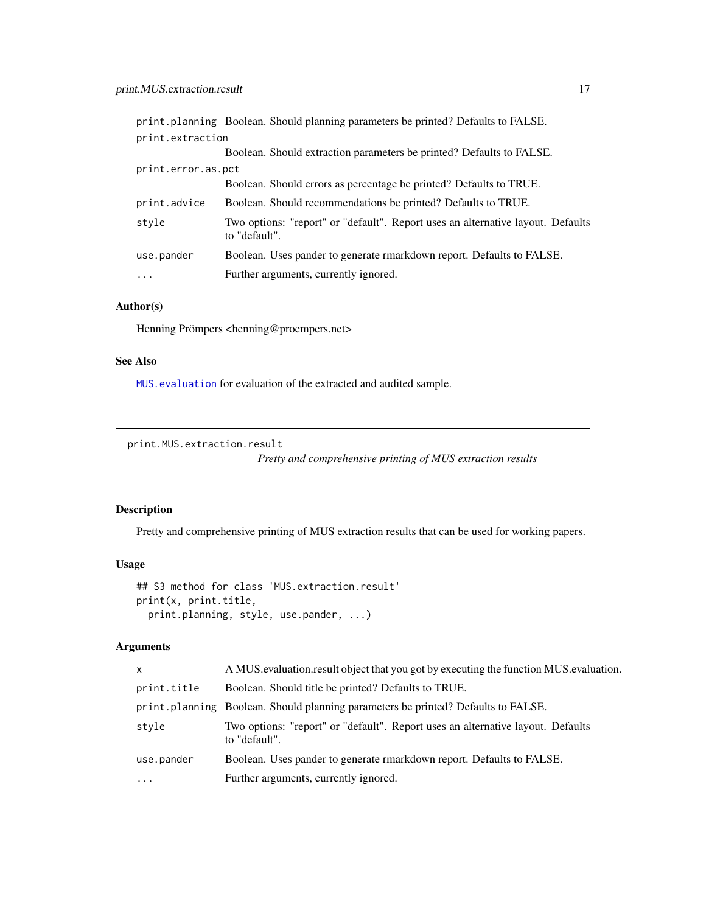| | |
|---|---|
| print.planning | Boolean. Should planning parameters be printed? Defaults to FALSE. |
| print.extraction | Boolean. Should extraction parameters be printed? Defaults to FALSE. |
| print.error.as.pct | Boolean. Should errors as percentage be printed? Defaults to TRUE. |
| print.advice | Boolean. Should recommendations be printed? Defaults to TRUE. |
| style | Two options: "report" or "default". Report uses an alternative layout. Defaults to "default". |
| use.pander | Boolean. Uses pander to generate rmarkdown report. Defaults to FALSE. |
| ... | Further arguments, currently ignored. |

### Author(s)

Henning Prömpers <henning@proempers.net>

### See Also

MUS.evaluation for evaluation of the extracted and audited sample.

---

## print.MUS.extraction.result

*Pretty and comprehensive printing of MUS extraction results*

---

### Description

Pretty and comprehensive printing of MUS extraction results that can be used for working papers.

### Usage

```
## S3 method for class 'MUS.extraction.result'
print(x, print.title,
  print.planning, style, use.pander, ...)
```

### Arguments

| | |
|---|---|
| x | A MUS.evaluation.result object that you got by executing the function MUS.evaluation. |
| print.title | Boolean. Should title be printed? Defaults to TRUE. |
| print.planning | Boolean. Should planning parameters be printed? Defaults to FALSE. |
| style | Two options: "report" or "default". Report uses an alternative layout. Defaults to "default". |
| use.pander | Boolean. Uses pander to generate rmarkdown report. Defaults to FALSE. |
| ... | Further arguments, currently ignored. |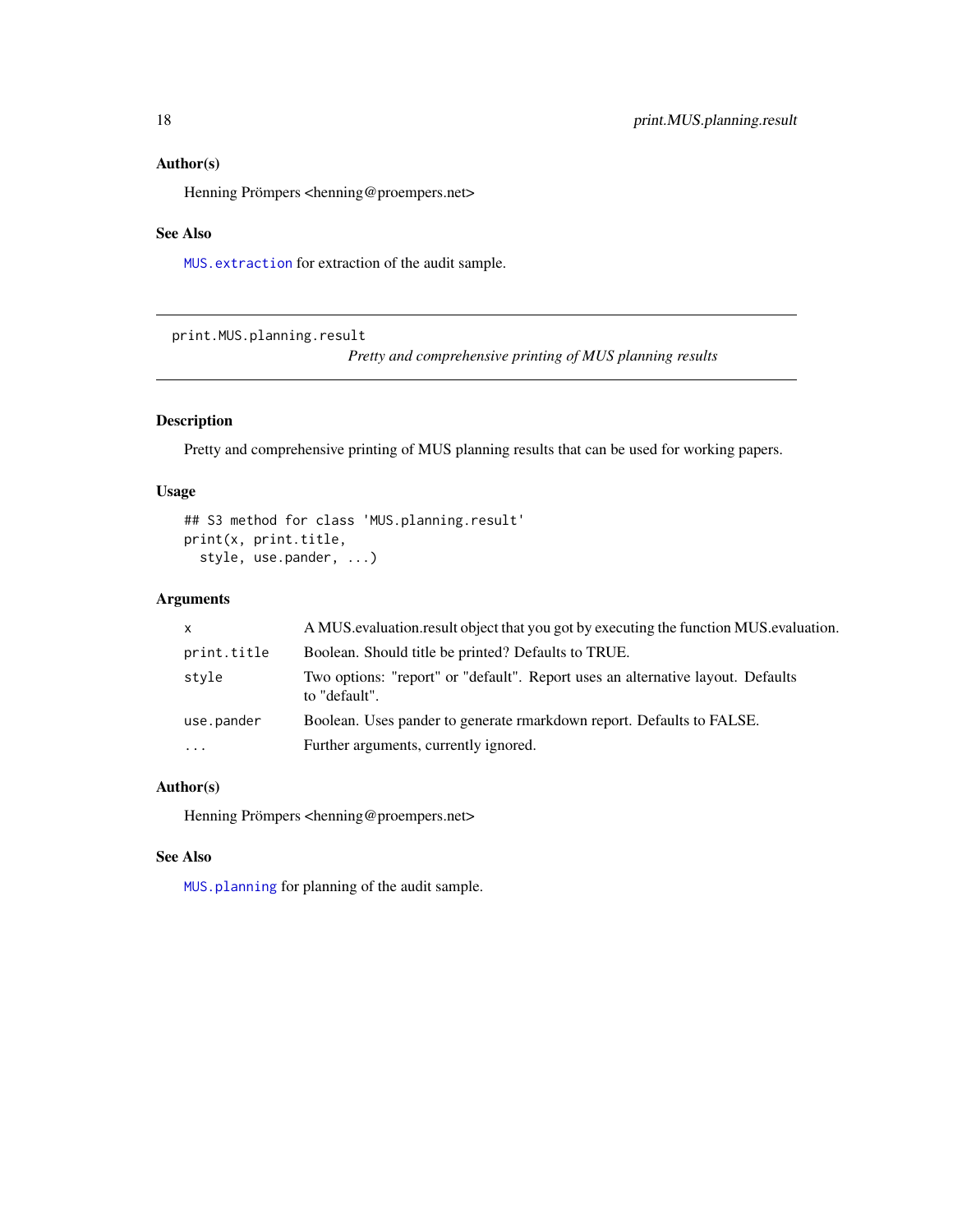### Author(s)

Henning Prömpers <henning@proempers.net>

### See Also

`MUS.extraction` for extraction of the audit sample.

---

## print.MUS.planning.result

*Pretty and comprehensive printing of MUS planning results*

---

### Description

Pretty and comprehensive printing of MUS planning results that can be used for working papers.

### Usage

```
## S3 method for class 'MUS.planning.result'
print(x, print.title,
  style, use.pander, ...)
```

### Arguments

| | |
|---|---|
| `x` | A MUS.evaluation.result object that you got by executing the function MUS.evaluation. |
| `print.title` | Boolean. Should title be printed? Defaults to TRUE. |
| `style` | Two options: "report" or "default". Report uses an alternative layout. Defaults to "default". |
| `use.pander` | Boolean. Uses pander to generate rmarkdown report. Defaults to FALSE. |
| `...` | Further arguments, currently ignored. |

### Author(s)

Henning Prömpers <henning@proempers.net>

### See Also

`MUS.planning` for planning of the audit sample.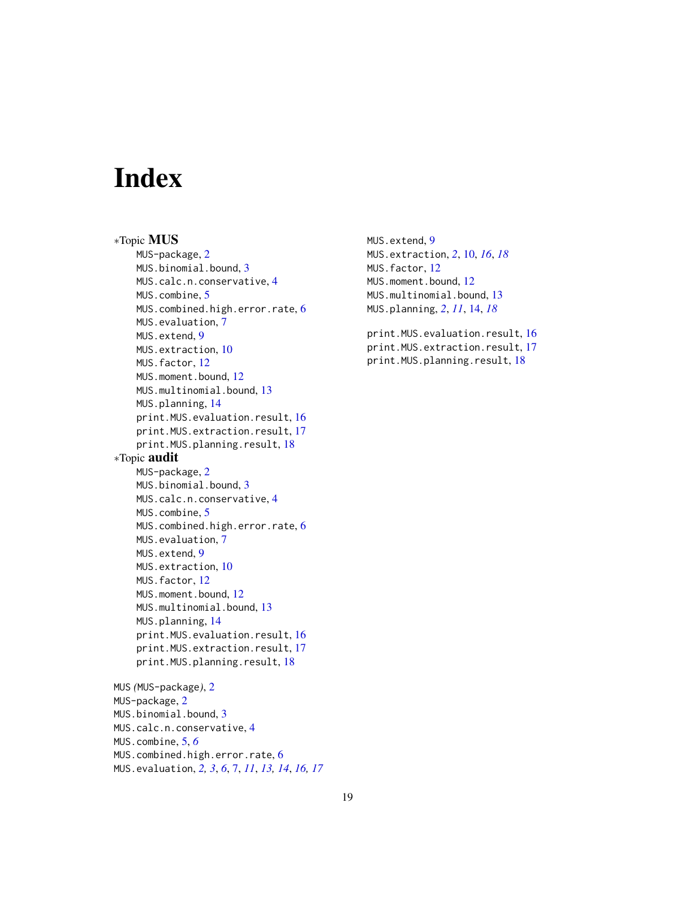# Index

*Topic **MUS**
- MUS-package, 2
- MUS.binomial.bound, 3
- MUS.calc.n.conservative, 4
- MUS.combine, 5
- MUS.combined.high.error.rate, 6
- MUS.evaluation, 7
- MUS.extend, 9
- MUS.extraction, 10
- MUS.factor, 12
- MUS.moment.bound, 12
- MUS.multinomial.bound, 13
- MUS.planning, 14
- print.MUS.evaluation.result, 16
- print.MUS.extraction.result, 17
- print.MUS.planning.result, 18

*Topic **audit**
- MUS-package, 2
- MUS.binomial.bound, 3
- MUS.calc.n.conservative, 4
- MUS.combine, 5
- MUS.combined.high.error.rate, 6
- MUS.evaluation, 7
- MUS.extend, 9
- MUS.extraction, 10
- MUS.factor, 12
- MUS.moment.bound, 12
- MUS.multinomial.bound, 13
- MUS.planning, 14
- print.MUS.evaluation.result, 16
- print.MUS.extraction.result, 17
- print.MUS.planning.result, 18

MUS *(*MUS-package*)*, 2
MUS-package, 2
MUS.binomial.bound, 3
MUS.calc.n.conservative, 4
MUS.combine, 5, *6*
MUS.combined.high.error.rate, 6
MUS.evaluation, *2, 3*, *6*, 7, *11*, *13, 14*, *16, 17*
MUS.extend, 9
MUS.extraction, *2*, 10, *16*, *18*
MUS.factor, 12
MUS.moment.bound, 12
MUS.multinomial.bound, 13
MUS.planning, *2*, *11*, 14, *18*

print.MUS.evaluation.result, 16
print.MUS.extraction.result, 17
print.MUS.planning.result, 18